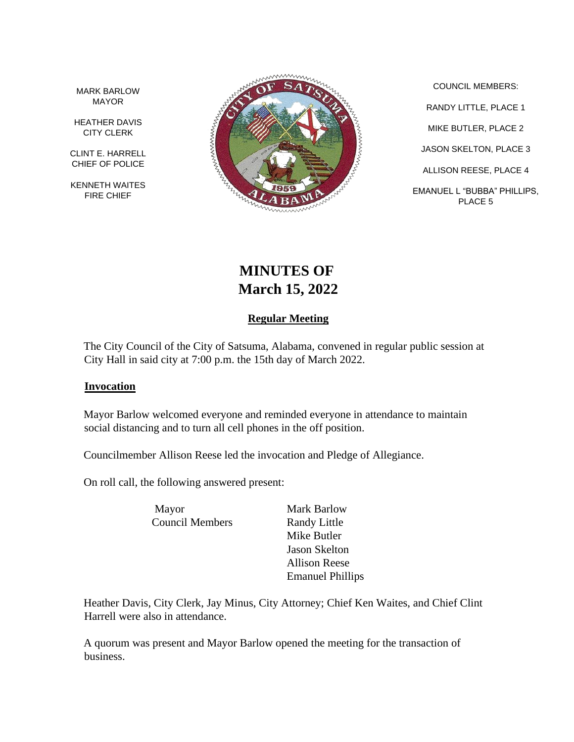MARK BARLOW
MAYOR

HEATHER DAVIS
CITY CLERK

CLINT E. HARRELL
CHIEF OF POLICE

KENNETH WAITES
FIRE CHIEF

COUNCIL MEMBERS:

RANDY LITTLE, PLACE 1

MIKE BUTLER, PLACE 2

JASON SKELTON, PLACE 3

ALLISON REESE, PLACE 4

EMANUEL L "BUBBA" PHILLIPS, PLACE 5

# MINUTES OF March 15, 2022

## Regular Meeting

The City Council of the City of Satsuma, Alabama, convened in regular public session at City Hall in said city at 7:00 p.m. the 15th day of March 2022.

### Invocation

Mayor Barlow welcomed everyone and reminded everyone in attendance to maintain social distancing and to turn all cell phones in the off position.

Councilmember Allison Reese led the invocation and Pledge of Allegiance.

On roll call, the following answered present:

| | |
|---|---|
| Mayor | Mark Barlow |
| Council Members | Randy Little |
| | Mike Butler |
| | Jason Skelton |
| | Allison Reese |
| | Emanuel Phillips |

Heather Davis, City Clerk, Jay Minus, City Attorney; Chief Ken Waites, and Chief Clint Harrell were also in attendance.

A quorum was present and Mayor Barlow opened the meeting for the transaction of business.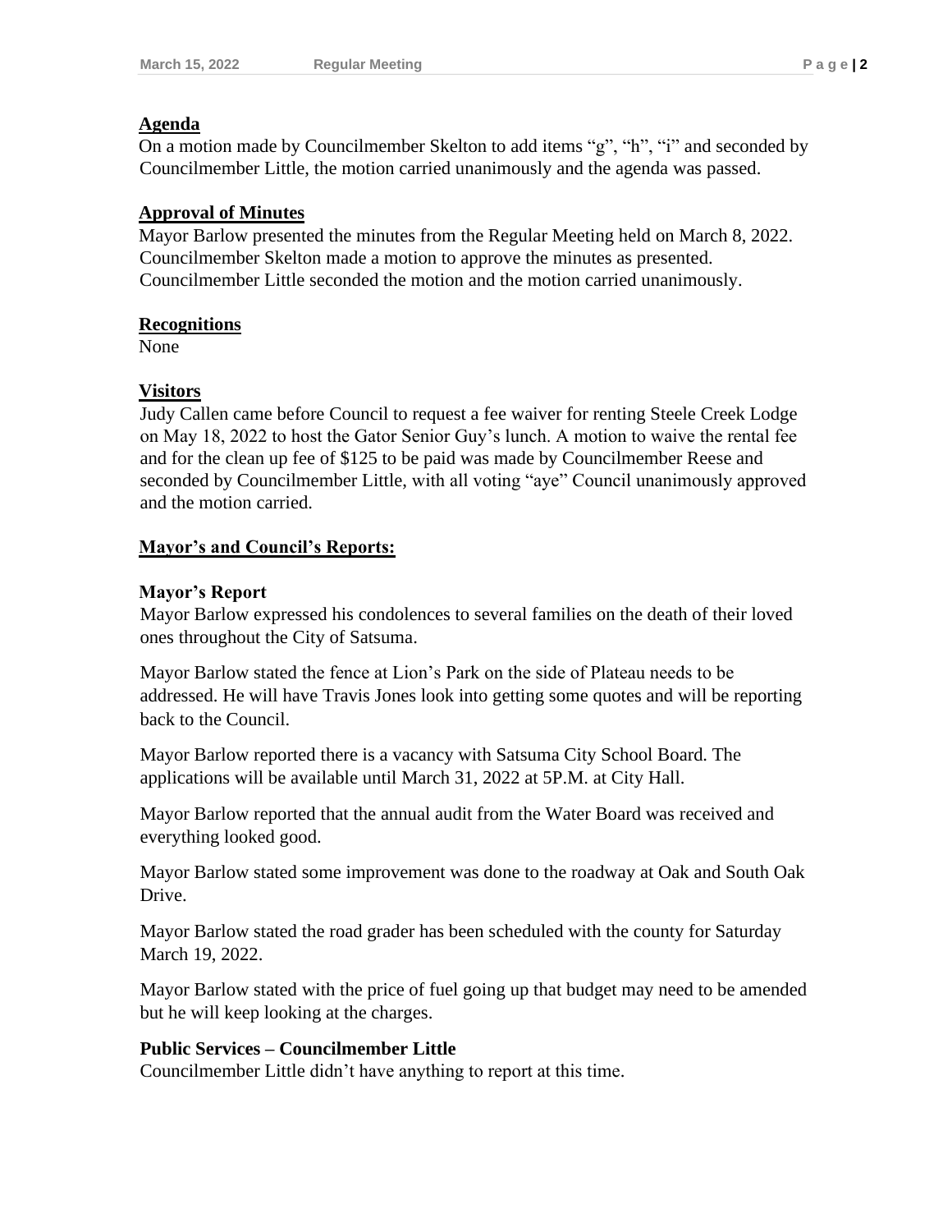## Agenda

On a motion made by Councilmember Skelton to add items “g”, “h”, “i” and seconded by Councilmember Little, the motion carried unanimously and the agenda was passed.

## Approval of Minutes

Mayor Barlow presented the minutes from the Regular Meeting held on March 8, 2022. Councilmember Skelton made a motion to approve the minutes as presented. Councilmember Little seconded the motion and the motion carried unanimously.

## Recognitions

None

## Visitors

Judy Callen came before Council to request a fee waiver for renting Steele Creek Lodge on May 18, 2022 to host the Gator Senior Guy’s lunch. A motion to waive the rental fee and for the clean up fee of $125 to be paid was made by Councilmember Reese and seconded by Councilmember Little, with all voting “aye” Council unanimously approved and the motion carried.

## Mayor’s and Council’s Reports:

### Mayor’s Report

Mayor Barlow expressed his condolences to several families on the death of their loved ones throughout the City of Satsuma.

Mayor Barlow stated the fence at Lion’s Park on the side of Plateau needs to be addressed. He will have Travis Jones look into getting some quotes and will be reporting back to the Council.

Mayor Barlow reported there is a vacancy with Satsuma City School Board. The applications will be available until March 31, 2022 at 5P.M. at City Hall.

Mayor Barlow reported that the annual audit from the Water Board was received and everything looked good.

Mayor Barlow stated some improvement was done to the roadway at Oak and South Oak Drive.

Mayor Barlow stated the road grader has been scheduled with the county for Saturday March 19, 2022.

Mayor Barlow stated with the price of fuel going up that budget may need to be amended but he will keep looking at the charges.

### Public Services – Councilmember Little

Councilmember Little didn’t have anything to report at this time.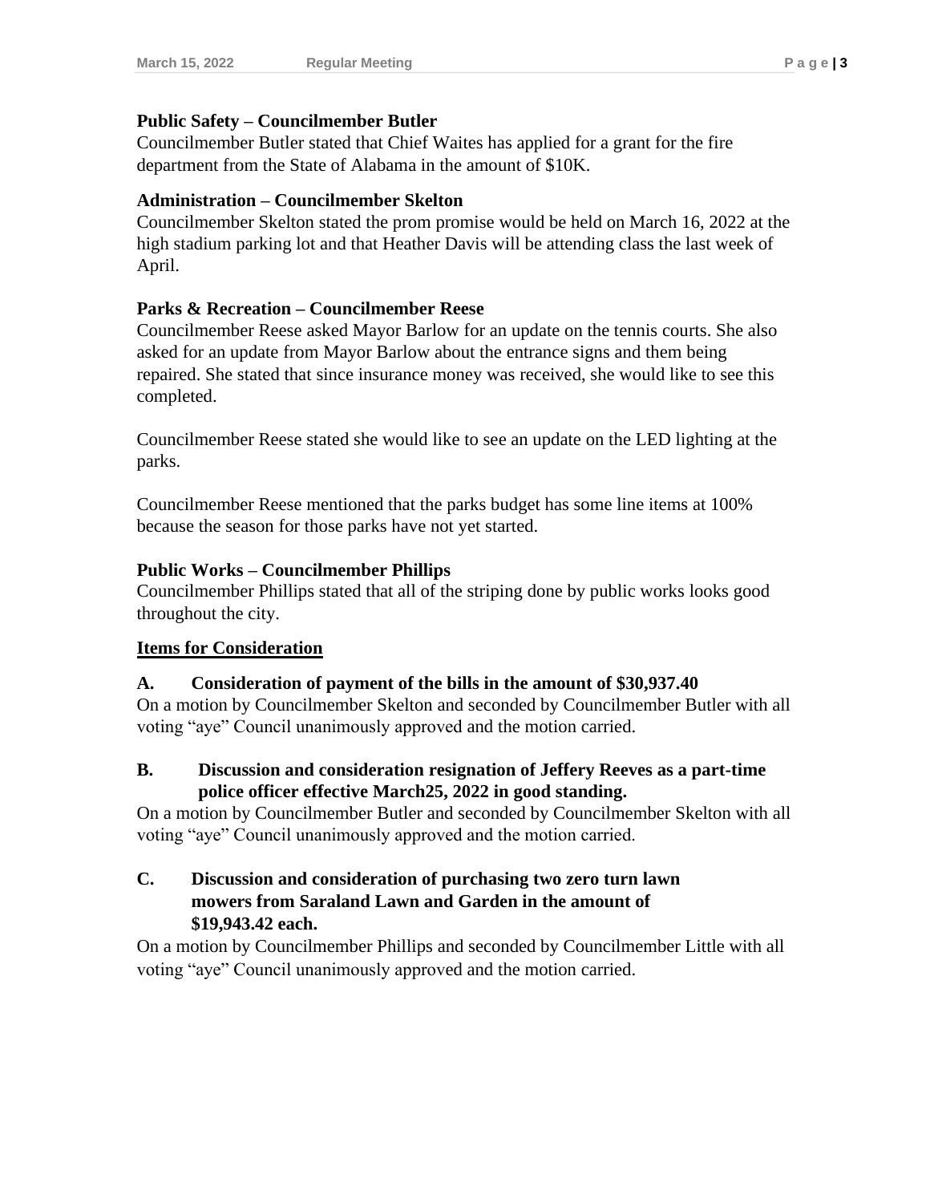**Public Safety – Councilmember Butler**
Councilmember Butler stated that Chief Waites has applied for a grant for the fire department from the State of Alabama in the amount of $10K.

**Administration – Councilmember Skelton**
Councilmember Skelton stated the prom promise would be held on March 16, 2022 at the high stadium parking lot and that Heather Davis will be attending class the last week of April.

**Parks & Recreation – Councilmember Reese**
Councilmember Reese asked Mayor Barlow for an update on the tennis courts. She also asked for an update from Mayor Barlow about the entrance signs and them being repaired. She stated that since insurance money was received, she would like to see this completed.

Councilmember Reese stated she would like to see an update on the LED lighting at the parks.

Councilmember Reese mentioned that the parks budget has some line items at 100% because the season for those parks have not yet started.

**Public Works – Councilmember Phillips**
Councilmember Phillips stated that all of the striping done by public works looks good throughout the city.

**<u>Items for Consideration</u>**

**A. Consideration of payment of the bills in the amount of $30,937.40**
On a motion by Councilmember Skelton and seconded by Councilmember Butler with all voting "aye" Council unanimously approved and the motion carried.

**B. Discussion and consideration resignation of Jeffery Reeves as a part-time police officer effective March25, 2022 in good standing.**
On a motion by Councilmember Butler and seconded by Councilmember Skelton with all voting "aye" Council unanimously approved and the motion carried.

**C. Discussion and consideration of purchasing two zero turn lawn mowers from Saraland Lawn and Garden in the amount of $19,943.42 each.**
On a motion by Councilmember Phillips and seconded by Councilmember Little with all voting "aye" Council unanimously approved and the motion carried.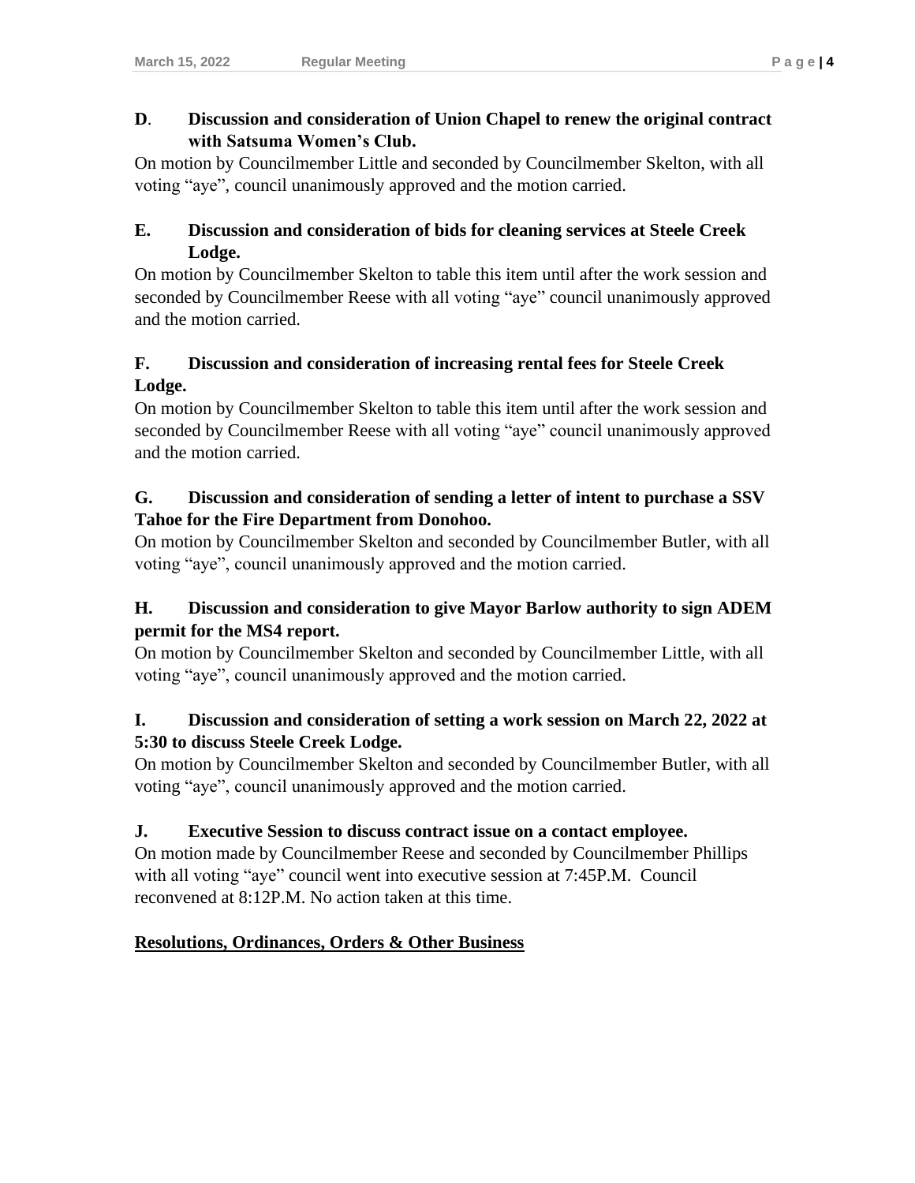**D. Discussion and consideration of Union Chapel to renew the original contract with Satsuma Women's Club.**

On motion by Councilmember Little and seconded by Councilmember Skelton, with all voting "aye", council unanimously approved and the motion carried.

**E. Discussion and consideration of bids for cleaning services at Steele Creek Lodge.**

On motion by Councilmember Skelton to table this item until after the work session and seconded by Councilmember Reese with all voting "aye" council unanimously approved and the motion carried.

**F. Discussion and consideration of increasing rental fees for Steele Creek Lodge.**

On motion by Councilmember Skelton to table this item until after the work session and seconded by Councilmember Reese with all voting "aye" council unanimously approved and the motion carried.

**G. Discussion and consideration of sending a letter of intent to purchase a SSV Tahoe for the Fire Department from Donohoo.**

On motion by Councilmember Skelton and seconded by Councilmember Butler, with all voting "aye", council unanimously approved and the motion carried.

**H. Discussion and consideration to give Mayor Barlow authority to sign ADEM permit for the MS4 report.**

On motion by Councilmember Skelton and seconded by Councilmember Little, with all voting "aye", council unanimously approved and the motion carried.

**I. Discussion and consideration of setting a work session on March 22, 2022 at 5:30 to discuss Steele Creek Lodge.**

On motion by Councilmember Skelton and seconded by Councilmember Butler, with all voting "aye", council unanimously approved and the motion carried.

**J. Executive Session to discuss contract issue on a contact employee.**

On motion made by Councilmember Reese and seconded by Councilmember Phillips with all voting "aye" council went into executive session at 7:45P.M. Council reconvened at 8:12P.M. No action taken at this time.

**Resolutions, Ordinances, Orders & Other Business**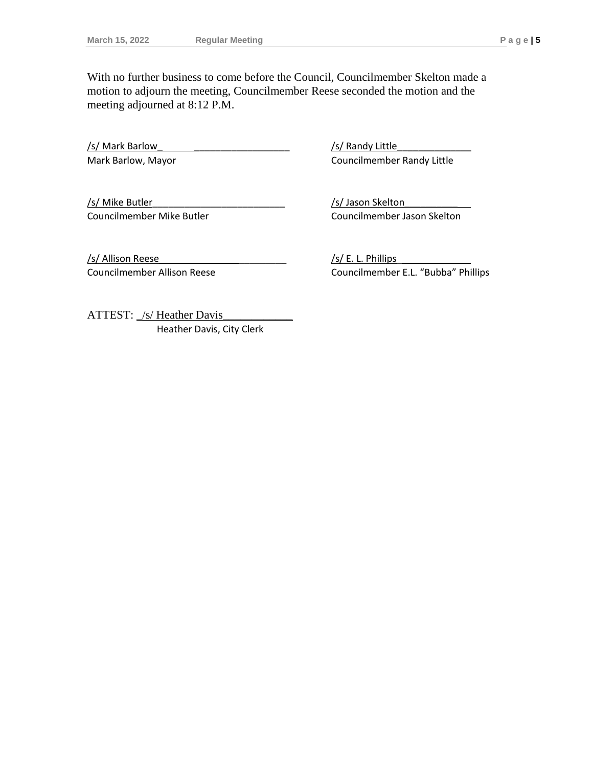With no further business to come before the Council, Councilmember Skelton made a motion to adjourn the meeting, Councilmember Reese seconded the motion and the meeting adjourned at 8:12 P.M.

| | |
|---|---|
| /s/ Mark Barlow<br>Mark Barlow, Mayor | /s/ Randy Little<br>Councilmember Randy Little |
| /s/ Mike Butler<br>Councilmember Mike Butler | /s/ Jason Skelton<br>Councilmember Jason Skelton |
| /s/ Allison Reese<br>Councilmember Allison Reese | /s/ E. L. Phillips<br>Councilmember E.L. "Bubba" Phillips |

ATTEST: /s/ Heather Davis
Heather Davis, City Clerk